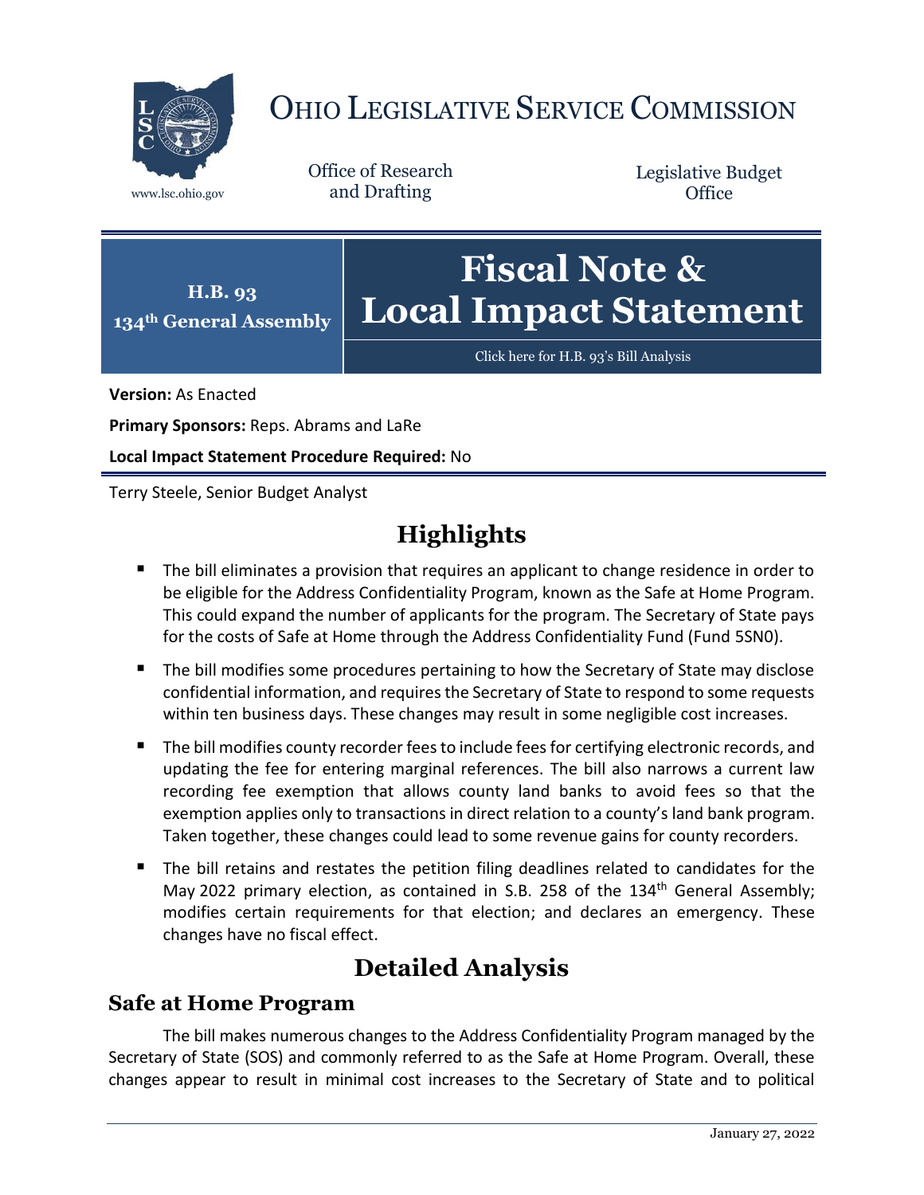# Ohio Legislative Service Commission

www.lsc.ohio.gov

Office of Research and Drafting

Legislative Budget Office

**H.B. 93**
**134th General Assembly**

# Fiscal Note & Local Impact Statement

Click here for H.B. 93's Bill Analysis

**Version:** As Enacted

**Primary Sponsors:** Reps. Abrams and LaRe

**Local Impact Statement Procedure Required:** No

Terry Steele, Senior Budget Analyst

## Highlights

- The bill eliminates a provision that requires an applicant to change residence in order to be eligible for the Address Confidentiality Program, known as the Safe at Home Program. This could expand the number of applicants for the program. The Secretary of State pays for the costs of Safe at Home through the Address Confidentiality Fund (Fund 5SN0).
- The bill modifies some procedures pertaining to how the Secretary of State may disclose confidential information, and requires the Secretary of State to respond to some requests within ten business days. These changes may result in some negligible cost increases.
- The bill modifies county recorder fees to include fees for certifying electronic records, and updating the fee for entering marginal references. The bill also narrows a current law recording fee exemption that allows county land banks to avoid fees so that the exemption applies only to transactions in direct relation to a county's land bank program. Taken together, these changes could lead to some revenue gains for county recorders.
- The bill retains and restates the petition filing deadlines related to candidates for the May 2022 primary election, as contained in S.B. 258 of the 134th General Assembly; modifies certain requirements for that election; and declares an emergency. These changes have no fiscal effect.

## Detailed Analysis

### Safe at Home Program

The bill makes numerous changes to the Address Confidentiality Program managed by the Secretary of State (SOS) and commonly referred to as the Safe at Home Program. Overall, these changes appear to result in minimal cost increases to the Secretary of State and to political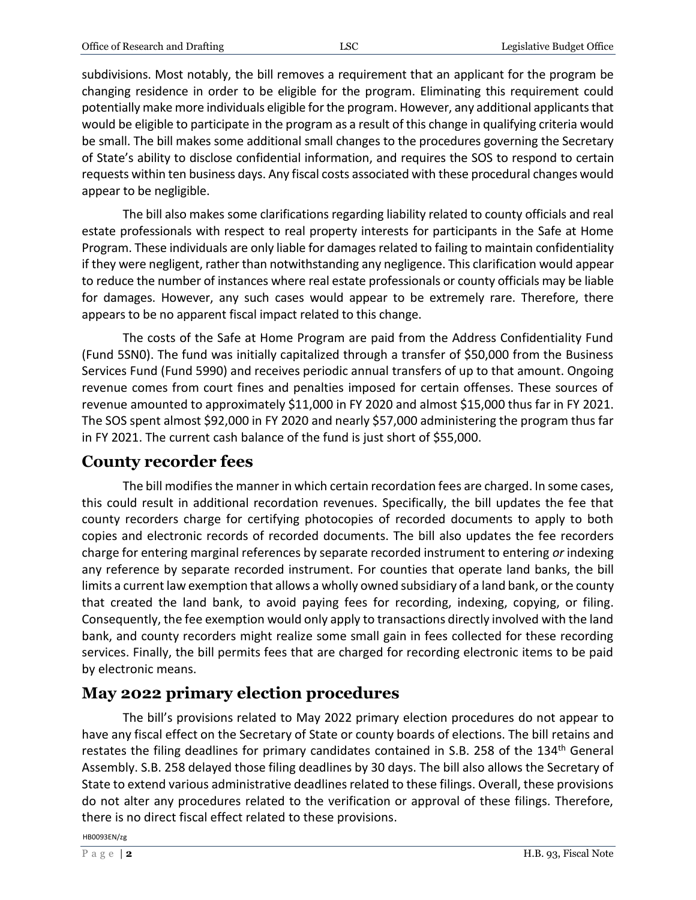subdivisions. Most notably, the bill removes a requirement that an applicant for the program be changing residence in order to be eligible for the program. Eliminating this requirement could potentially make more individuals eligible for the program. However, any additional applicants that would be eligible to participate in the program as a result of this change in qualifying criteria would be small. The bill makes some additional small changes to the procedures governing the Secretary of State's ability to disclose confidential information, and requires the SOS to respond to certain requests within ten business days. Any fiscal costs associated with these procedural changes would appear to be negligible.

The bill also makes some clarifications regarding liability related to county officials and real estate professionals with respect to real property interests for participants in the Safe at Home Program. These individuals are only liable for damages related to failing to maintain confidentiality if they were negligent, rather than notwithstanding any negligence. This clarification would appear to reduce the number of instances where real estate professionals or county officials may be liable for damages. However, any such cases would appear to be extremely rare. Therefore, there appears to be no apparent fiscal impact related to this change.

The costs of the Safe at Home Program are paid from the Address Confidentiality Fund (Fund 5SN0). The fund was initially capitalized through a transfer of $50,000 from the Business Services Fund (Fund 5990) and receives periodic annual transfers of up to that amount. Ongoing revenue comes from court fines and penalties imposed for certain offenses. These sources of revenue amounted to approximately $11,000 in FY 2020 and almost $15,000 thus far in FY 2021. The SOS spent almost $92,000 in FY 2020 and nearly $57,000 administering the program thus far in FY 2021. The current cash balance of the fund is just short of $55,000.

## County recorder fees

The bill modifies the manner in which certain recordation fees are charged. In some cases, this could result in additional recordation revenues. Specifically, the bill updates the fee that county recorders charge for certifying photocopies of recorded documents to apply to both copies and electronic records of recorded documents. The bill also updates the fee recorders charge for entering marginal references by separate recorded instrument to entering *or* indexing any reference by separate recorded instrument. For counties that operate land banks, the bill limits a current law exemption that allows a wholly owned subsidiary of a land bank, or the county that created the land bank, to avoid paying fees for recording, indexing, copying, or filing. Consequently, the fee exemption would only apply to transactions directly involved with the land bank, and county recorders might realize some small gain in fees collected for these recording services. Finally, the bill permits fees that are charged for recording electronic items to be paid by electronic means.

## May 2022 primary election procedures

The bill's provisions related to May 2022 primary election procedures do not appear to have any fiscal effect on the Secretary of State or county boards of elections. The bill retains and restates the filing deadlines for primary candidates contained in S.B. 258 of the 134th General Assembly. S.B. 258 delayed those filing deadlines by 30 days. The bill also allows the Secretary of State to extend various administrative deadlines related to these filings. Overall, these provisions do not alter any procedures related to the verification or approval of these filings. Therefore, there is no direct fiscal effect related to these provisions.

HB0093EN/zg